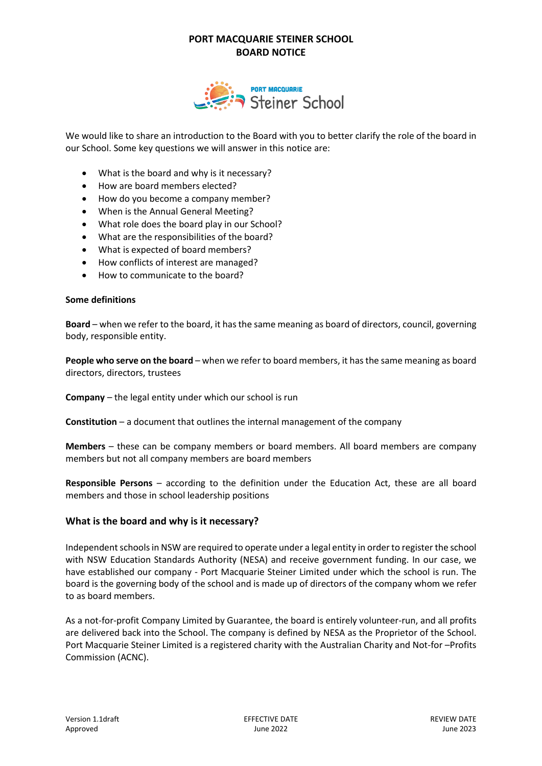# PORT MACQUARIE STEINER SCHOOL
# BOARD NOTICE

We would like to share an introduction to the Board with you to better clarify the role of the board in our School. Some key questions we will answer in this notice are:

- What is the board and why is it necessary?
- How are board members elected?
- How do you become a company member?
- When is the Annual General Meeting?
- What role does the board play in our School?
- What are the responsibilities of the board?
- What is expected of board members?
- How conflicts of interest are managed?
- How to communicate to the board?

**Some definitions**

**Board** – when we refer to the board, it has the same meaning as board of directors, council, governing body, responsible entity.

**People who serve on the board** – when we refer to board members, it has the same meaning as board directors, directors, trustees

**Company** – the legal entity under which our school is run

**Constitution** – a document that outlines the internal management of the company

**Members** – these can be company members or board members. All board members are company members but not all company members are board members

**Responsible Persons** – according to the definition under the Education Act, these are all board members and those in school leadership positions

## What is the board and why is it necessary?

Independent schools in NSW are required to operate under a legal entity in order to register the school with NSW Education Standards Authority (NESA) and receive government funding. In our case, we have established our company - Port Macquarie Steiner Limited under which the school is run. The board is the governing body of the school and is made up of directors of the company whom we refer to as board members.

As a not-for-profit Company Limited by Guarantee, the board is entirely volunteer-run, and all profits are delivered back into the School. The company is defined by NESA as the Proprietor of the School. Port Macquarie Steiner Limited is a registered charity with the Australian Charity and Not-for –Profits Commission (ACNC).

Version 1.1draft
Approved

EFFECTIVE DATE
June 2022

REVIEW DATE
June 2023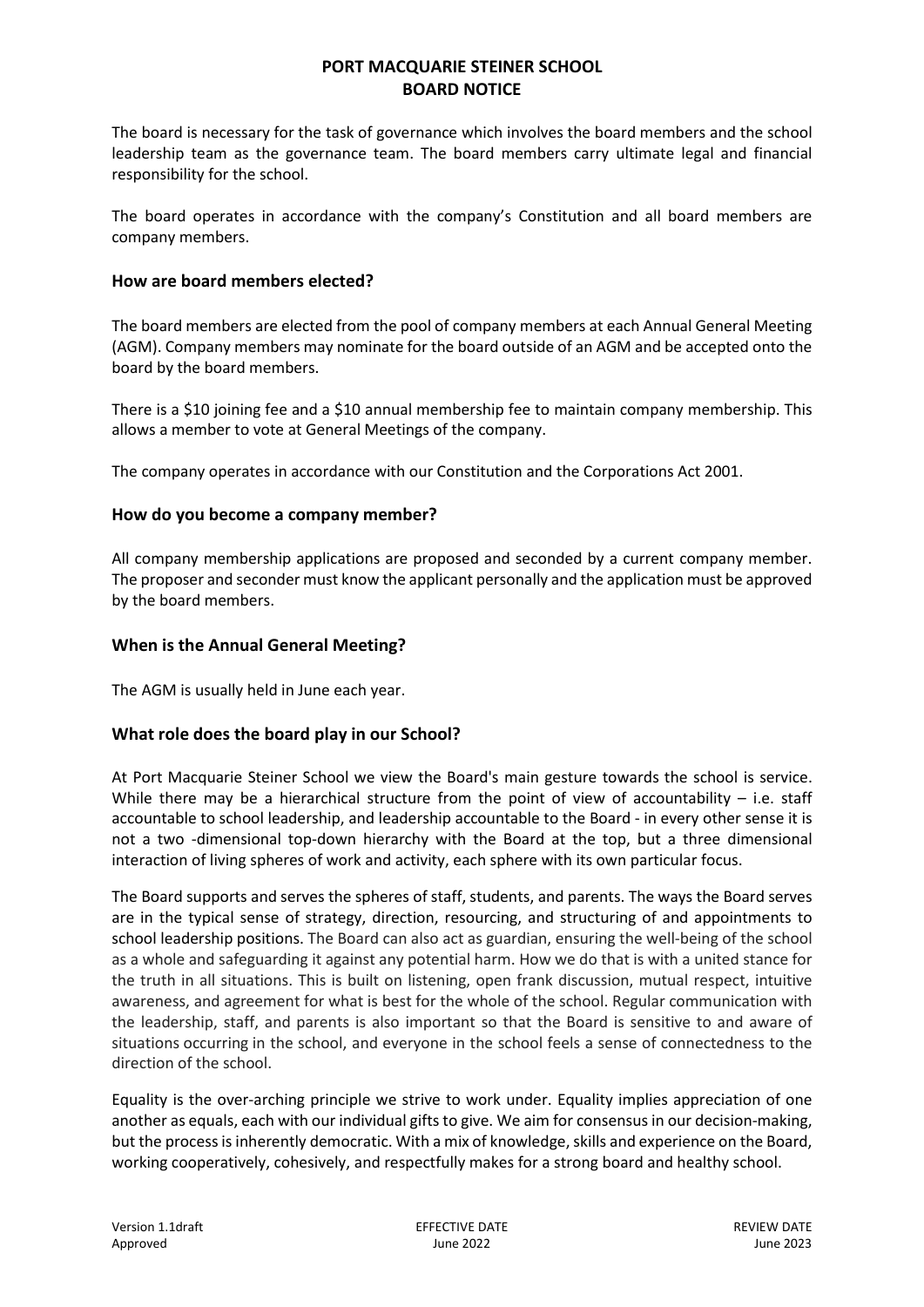# PORT MACQUARIE STEINER SCHOOL
# BOARD NOTICE

The board is necessary for the task of governance which involves the board members and the school leadership team as the governance team. The board members carry ultimate legal and financial responsibility for the school.

The board operates in accordance with the company's Constitution and all board members are company members.

## How are board members elected?

The board members are elected from the pool of company members at each Annual General Meeting (AGM). Company members may nominate for the board outside of an AGM and be accepted onto the board by the board members.

There is a $10 joining fee and a $10 annual membership fee to maintain company membership. This allows a member to vote at General Meetings of the company.

The company operates in accordance with our Constitution and the Corporations Act 2001.

## How do you become a company member?

All company membership applications are proposed and seconded by a current company member. The proposer and seconder must know the applicant personally and the application must be approved by the board members.

## When is the Annual General Meeting?

The AGM is usually held in June each year.

## What role does the board play in our School?

At Port Macquarie Steiner School we view the Board's main gesture towards the school is service. While there may be a hierarchical structure from the point of view of accountability – i.e. staff accountable to school leadership, and leadership accountable to the Board - in every other sense it is not a two -dimensional top-down hierarchy with the Board at the top, but a three dimensional interaction of living spheres of work and activity, each sphere with its own particular focus.

The Board supports and serves the spheres of staff, students, and parents. The ways the Board serves are in the typical sense of strategy, direction, resourcing, and structuring of and appointments to school leadership positions. The Board can also act as guardian, ensuring the well-being of the school as a whole and safeguarding it against any potential harm. How we do that is with a united stance for the truth in all situations. This is built on listening, open frank discussion, mutual respect, intuitive awareness, and agreement for what is best for the whole of the school. Regular communication with the leadership, staff, and parents is also important so that the Board is sensitive to and aware of situations occurring in the school, and everyone in the school feels a sense of connectedness to the direction of the school.

Equality is the over-arching principle we strive to work under. Equality implies appreciation of one another as equals, each with our individual gifts to give. We aim for consensus in our decision-making, but the process is inherently democratic. With a mix of knowledge, skills and experience on the Board, working cooperatively, cohesively, and respectfully makes for a strong board and healthy school.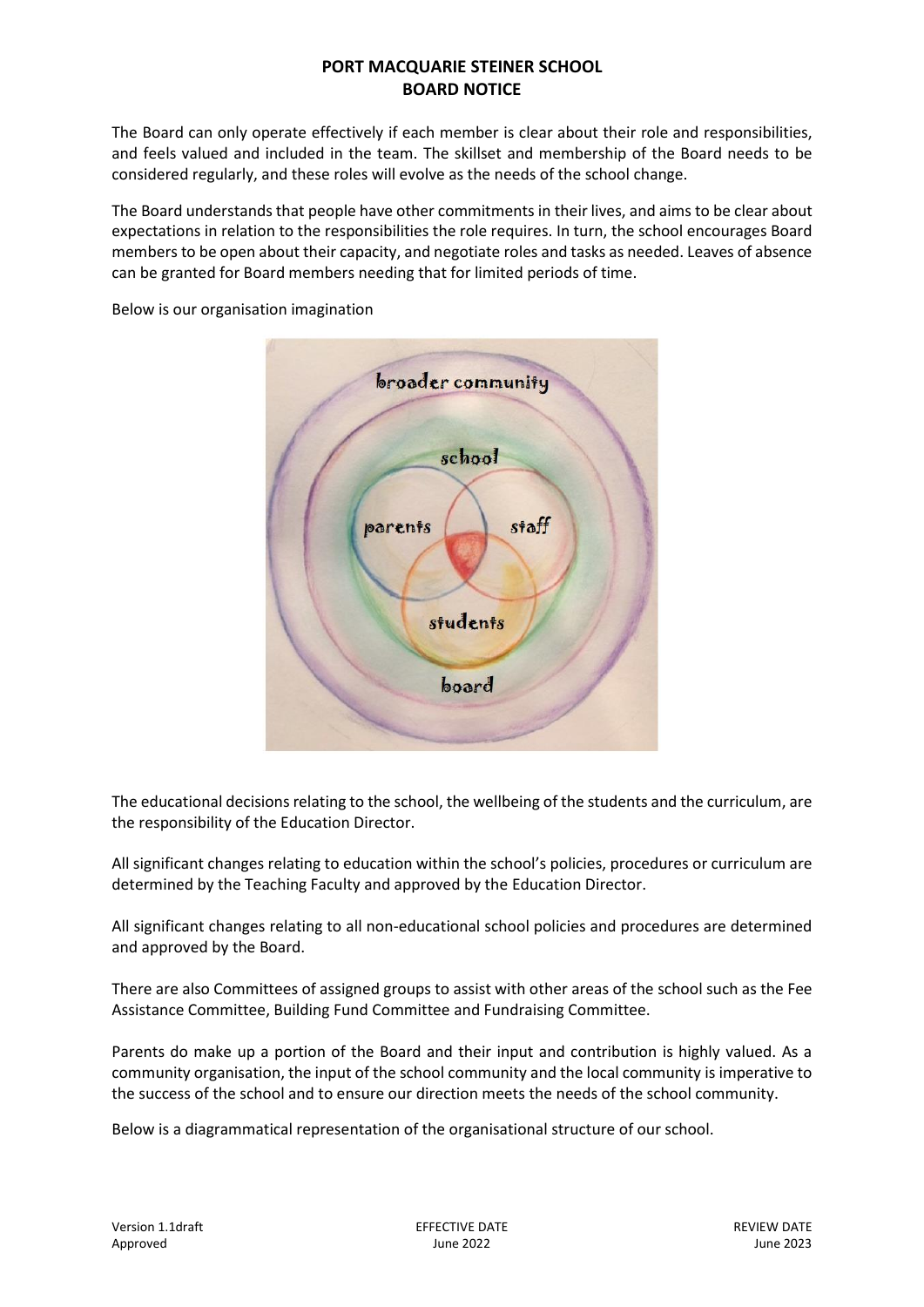**PORT MACQUARIE STEINER SCHOOL**
**BOARD NOTICE**

The Board can only operate effectively if each member is clear about their role and responsibilities, and feels valued and included in the team. The skillset and membership of the Board needs to be considered regularly, and these roles will evolve as the needs of the school change.

The Board understands that people have other commitments in their lives, and aims to be clear about expectations in relation to the responsibilities the role requires. In turn, the school encourages Board members to be open about their capacity, and negotiate roles and tasks as needed. Leaves of absence can be granted for Board members needing that for limited periods of time.

Below is our organisation imagination

The educational decisions relating to the school, the wellbeing of the students and the curriculum, are the responsibility of the Education Director.

All significant changes relating to education within the school's policies, procedures or curriculum are determined by the Teaching Faculty and approved by the Education Director.

All significant changes relating to all non-educational school policies and procedures are determined and approved by the Board.

There are also Committees of assigned groups to assist with other areas of the school such as the Fee Assistance Committee, Building Fund Committee and Fundraising Committee.

Parents do make up a portion of the Board and their input and contribution is highly valued. As a community organisation, the input of the school community and the local community is imperative to the success of the school and to ensure our direction meets the needs of the school community.

Below is a diagrammatical representation of the organisational structure of our school.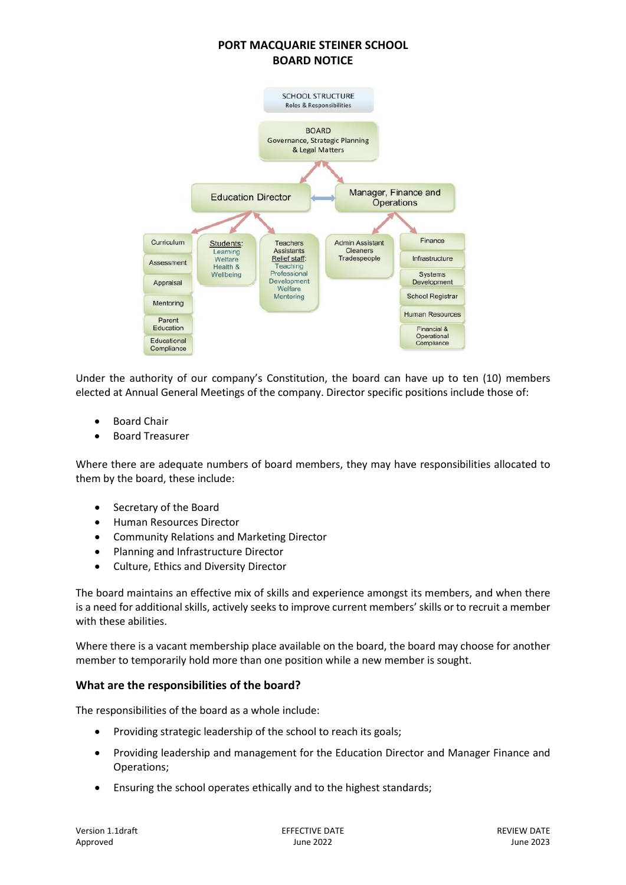# PORT MACQUARIE STEINER SCHOOL
# BOARD NOTICE

**SCHOOL STRUCTURE**
Roles & Responsibilities

- **BOARD** – Governance, Strategic Planning & Legal Matters
  - **Education Director**
    - Curriculum
    - Assessment
    - Appraisal
    - Mentoring
    - Parent Education
    - Educational Compliance
    - Students: Learning, Welfare, Health & Wellbeing
    - Teachers, Assistants, Relief staff: Teaching, Professional Development, Welfare, Mentoring
  - **Manager, Finance and Operations**
    - Admin Assistant, Cleaners, Tradespeople
    - Finance
    - Infrastructure
    - Systems Development
    - School Registrar
    - Human Resources
    - Financial & Operational Compliance

Under the authority of our company's Constitution, the board can have up to ten (10) members elected at Annual General Meetings of the company. Director specific positions include those of:

- Board Chair
- Board Treasurer

Where there are adequate numbers of board members, they may have responsibilities allocated to them by the board, these include:

- Secretary of the Board
- Human Resources Director
- Community Relations and Marketing Director
- Planning and Infrastructure Director
- Culture, Ethics and Diversity Director

The board maintains an effective mix of skills and experience amongst its members, and when there is a need for additional skills, actively seeks to improve current members' skills or to recruit a member with these abilities.

Where there is a vacant membership place available on the board, the board may choose for another member to temporarily hold more than one position while a new member is sought.

### What are the responsibilities of the board?

The responsibilities of the board as a whole include:

- Providing strategic leadership of the school to reach its goals;
- Providing leadership and management for the Education Director and Manager Finance and Operations;
- Ensuring the school operates ethically and to the highest standards;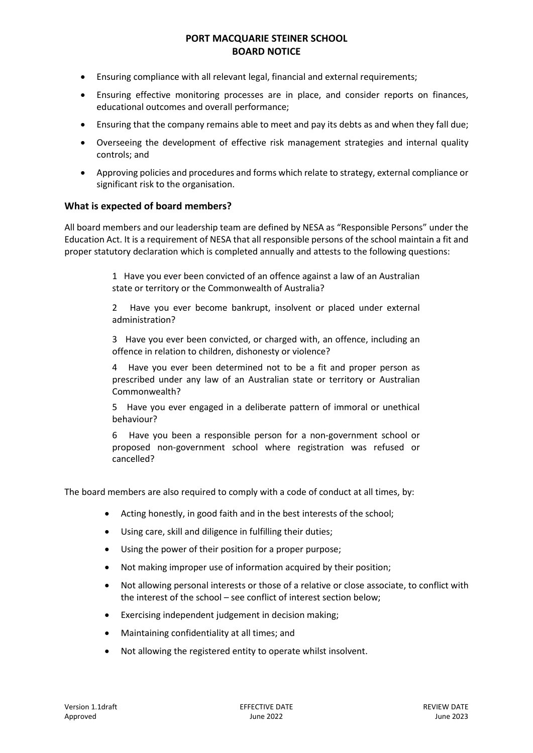- Ensuring compliance with all relevant legal, financial and external requirements;
- Ensuring effective monitoring processes are in place, and consider reports on finances, educational outcomes and overall performance;
- Ensuring that the company remains able to meet and pay its debts as and when they fall due;
- Overseeing the development of effective risk management strategies and internal quality controls; and
- Approving policies and procedures and forms which relate to strategy, external compliance or significant risk to the organisation.

### What is expected of board members?

All board members and our leadership team are defined by NESA as "Responsible Persons" under the Education Act. It is a requirement of NESA that all responsible persons of the school maintain a fit and proper statutory declaration which is completed annually and attests to the following questions:

> 1 Have you ever been convicted of an offence against a law of an Australian state or territory or the Commonwealth of Australia?
>
> 2 Have you ever become bankrupt, insolvent or placed under external administration?
>
> 3 Have you ever been convicted, or charged with, an offence, including an offence in relation to children, dishonesty or violence?
>
> 4 Have you ever been determined not to be a fit and proper person as prescribed under any law of an Australian state or territory or Australian Commonwealth?
>
> 5 Have you ever engaged in a deliberate pattern of immoral or unethical behaviour?
>
> 6 Have you been a responsible person for a non-government school or proposed non-government school where registration was refused or cancelled?

The board members are also required to comply with a code of conduct at all times, by:

- Acting honestly, in good faith and in the best interests of the school;
- Using care, skill and diligence in fulfilling their duties;
- Using the power of their position for a proper purpose;
- Not making improper use of information acquired by their position;
- Not allowing personal interests or those of a relative or close associate, to conflict with the interest of the school – see conflict of interest section below;
- Exercising independent judgement in decision making;
- Maintaining confidentiality at all times; and
- Not allowing the registered entity to operate whilst insolvent.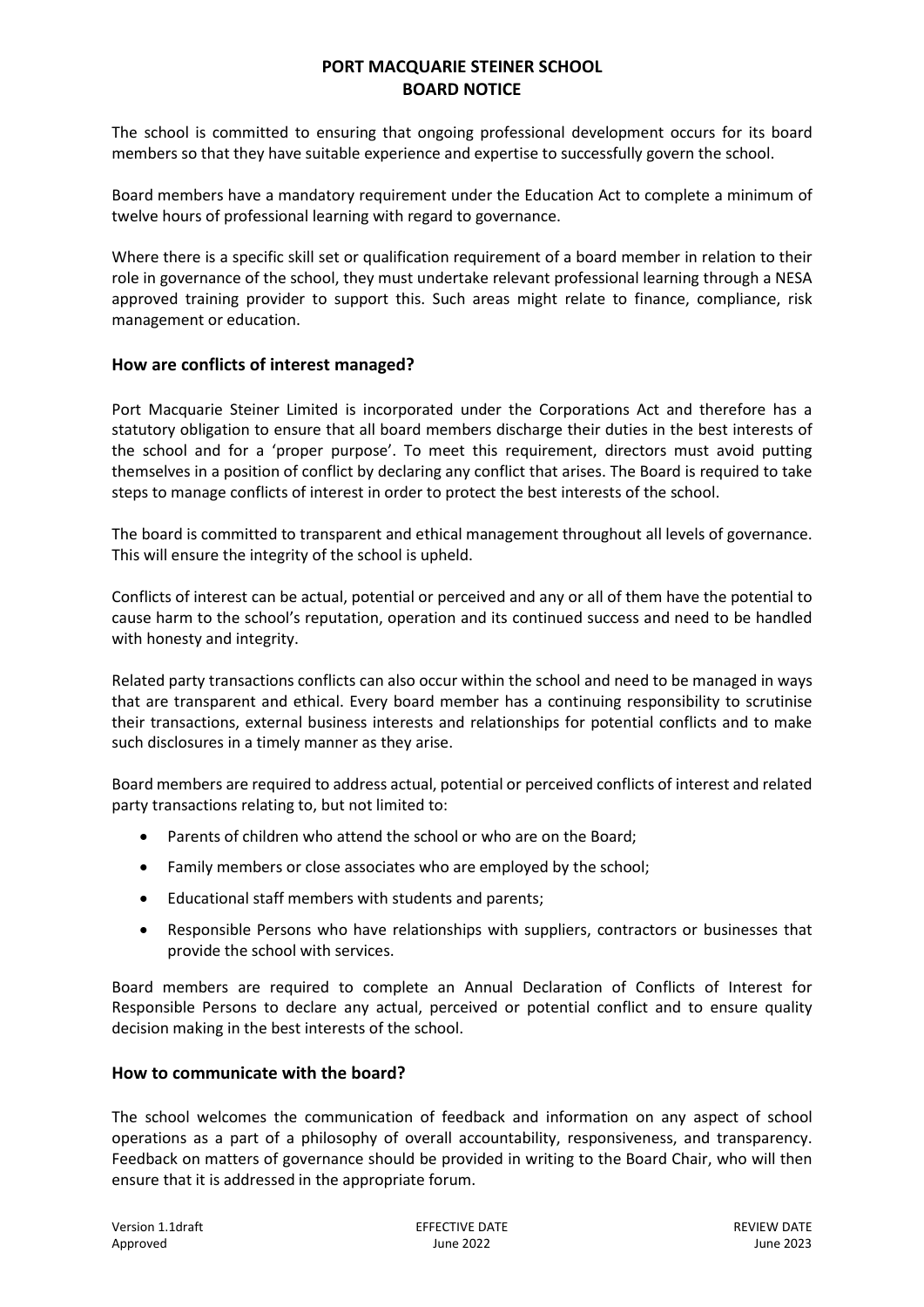The school is committed to ensuring that ongoing professional development occurs for its board members so that they have suitable experience and expertise to successfully govern the school.

Board members have a mandatory requirement under the Education Act to complete a minimum of twelve hours of professional learning with regard to governance.

Where there is a specific skill set or qualification requirement of a board member in relation to their role in governance of the school, they must undertake relevant professional learning through a NESA approved training provider to support this. Such areas might relate to finance, compliance, risk management or education.

### How are conflicts of interest managed?

Port Macquarie Steiner Limited is incorporated under the Corporations Act and therefore has a statutory obligation to ensure that all board members discharge their duties in the best interests of the school and for a 'proper purpose'. To meet this requirement, directors must avoid putting themselves in a position of conflict by declaring any conflict that arises. The Board is required to take steps to manage conflicts of interest in order to protect the best interests of the school.

The board is committed to transparent and ethical management throughout all levels of governance. This will ensure the integrity of the school is upheld.

Conflicts of interest can be actual, potential or perceived and any or all of them have the potential to cause harm to the school's reputation, operation and its continued success and need to be handled with honesty and integrity.

Related party transactions conflicts can also occur within the school and need to be managed in ways that are transparent and ethical. Every board member has a continuing responsibility to scrutinise their transactions, external business interests and relationships for potential conflicts and to make such disclosures in a timely manner as they arise.

Board members are required to address actual, potential or perceived conflicts of interest and related party transactions relating to, but not limited to:

- Parents of children who attend the school or who are on the Board;
- Family members or close associates who are employed by the school;
- Educational staff members with students and parents;
- Responsible Persons who have relationships with suppliers, contractors or businesses that provide the school with services.

Board members are required to complete an Annual Declaration of Conflicts of Interest for Responsible Persons to declare any actual, perceived or potential conflict and to ensure quality decision making in the best interests of the school.

### How to communicate with the board?

The school welcomes the communication of feedback and information on any aspect of school operations as a part of a philosophy of overall accountability, responsiveness, and transparency. Feedback on matters of governance should be provided in writing to the Board Chair, who will then ensure that it is addressed in the appropriate forum.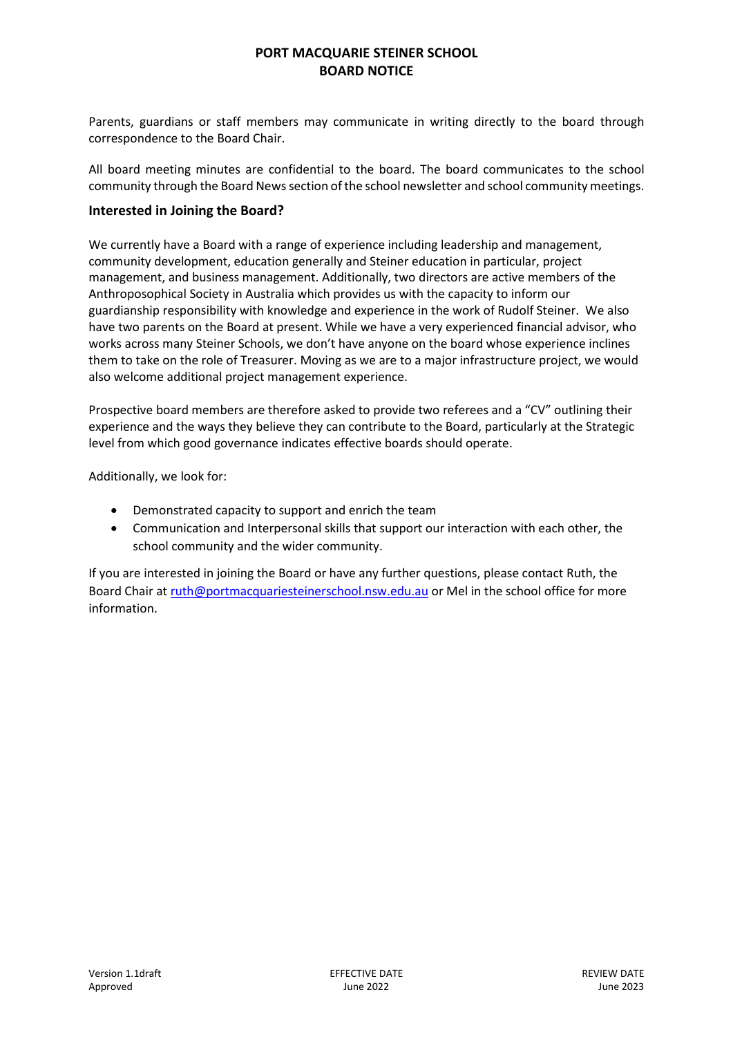# PORT MACQUARIE STEINER SCHOOL
# BOARD NOTICE

Parents, guardians or staff members may communicate in writing directly to the board through correspondence to the Board Chair.

All board meeting minutes are confidential to the board. The board communicates to the school community through the Board News section of the school newsletter and school community meetings.

### Interested in Joining the Board?

We currently have a Board with a range of experience including leadership and management, community development, education generally and Steiner education in particular, project management, and business management. Additionally, two directors are active members of the Anthroposophical Society in Australia which provides us with the capacity to inform our guardianship responsibility with knowledge and experience in the work of Rudolf Steiner. We also have two parents on the Board at present. While we have a very experienced financial advisor, who works across many Steiner Schools, we don't have anyone on the board whose experience inclines them to take on the role of Treasurer. Moving as we are to a major infrastructure project, we would also welcome additional project management experience.

Prospective board members are therefore asked to provide two referees and a "CV" outlining their experience and the ways they believe they can contribute to the Board, particularly at the Strategic level from which good governance indicates effective boards should operate.

Additionally, we look for:

- Demonstrated capacity to support and enrich the team
- Communication and Interpersonal skills that support our interaction with each other, the school community and the wider community.

If you are interested in joining the Board or have any further questions, please contact Ruth, the Board Chair at ruth@portmacquariesteinerschool.nsw.edu.au or Mel in the school office for more information.